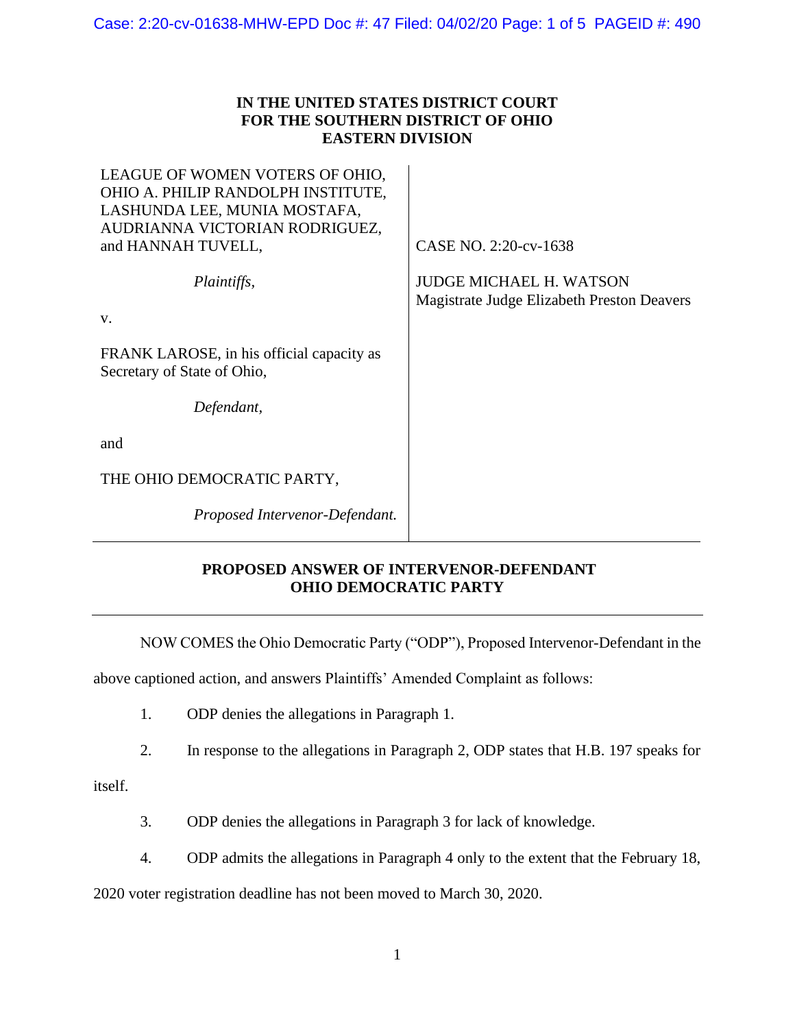# IN THE UNITED STATES DISTRICT COURT FOR THE SOUTHERN DISTRICT OF OHIO EASTERN DIVISION

| | |
|---|---|
| LEAGUE OF WOMEN VOTERS OF OHIO, OHIO A. PHILIP RANDOLPH INSTITUTE, LASHUNDA LEE, MUNIA MOSTAFA, AUDRIANNA VICTORIAN RODRIGUEZ, and HANNAH TUVELL, | CASE NO. 2:20-cv-1638 |
| *Plaintiffs*, | JUDGE MICHAEL H. WATSON<br>Magistrate Judge Elizabeth Preston Deavers |
| v. | |
| FRANK LAROSE, in his official capacity as Secretary of State of Ohio, | |
| *Defendant*, | |
| and | |
| THE OHIO DEMOCRATIC PARTY, | |
| *Proposed Intervenor-Defendant.* | |

## PROPOSED ANSWER OF INTERVENOR-DEFENDANT OHIO DEMOCRATIC PARTY

NOW COMES the Ohio Democratic Party ("ODP"), Proposed Intervenor-Defendant in the above captioned action, and answers Plaintiffs' Amended Complaint as follows:

1. ODP denies the allegations in Paragraph 1.

2. In response to the allegations in Paragraph 2, ODP states that H.B. 197 speaks for itself.

3. ODP denies the allegations in Paragraph 3 for lack of knowledge.

4. ODP admits the allegations in Paragraph 4 only to the extent that the February 18, 2020 voter registration deadline has not been moved to March 30, 2020.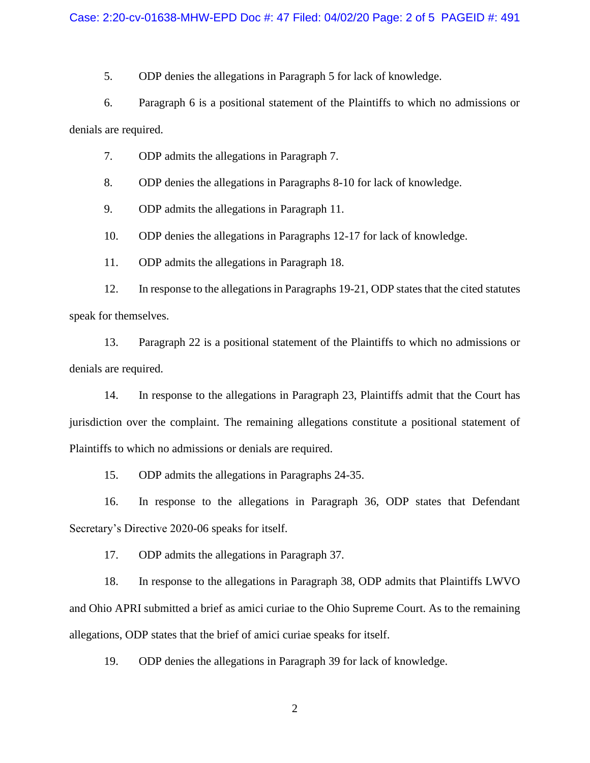5. ODP denies the allegations in Paragraph 5 for lack of knowledge.

6. Paragraph 6 is a positional statement of the Plaintiffs to which no admissions or denials are required.

7. ODP admits the allegations in Paragraph 7.

8. ODP denies the allegations in Paragraphs 8-10 for lack of knowledge.

9. ODP admits the allegations in Paragraph 11.

10. ODP denies the allegations in Paragraphs 12-17 for lack of knowledge.

11. ODP admits the allegations in Paragraph 18.

12. In response to the allegations in Paragraphs 19-21, ODP states that the cited statutes speak for themselves.

13. Paragraph 22 is a positional statement of the Plaintiffs to which no admissions or denials are required.

14. In response to the allegations in Paragraph 23, Plaintiffs admit that the Court has jurisdiction over the complaint. The remaining allegations constitute a positional statement of Plaintiffs to which no admissions or denials are required.

15. ODP admits the allegations in Paragraphs 24-35.

16. In response to the allegations in Paragraph 36, ODP states that Defendant Secretary's Directive 2020-06 speaks for itself.

17. ODP admits the allegations in Paragraph 37.

18. In response to the allegations in Paragraph 38, ODP admits that Plaintiffs LWVO and Ohio APRI submitted a brief as amici curiae to the Ohio Supreme Court. As to the remaining allegations, ODP states that the brief of amici curiae speaks for itself.

19. ODP denies the allegations in Paragraph 39 for lack of knowledge.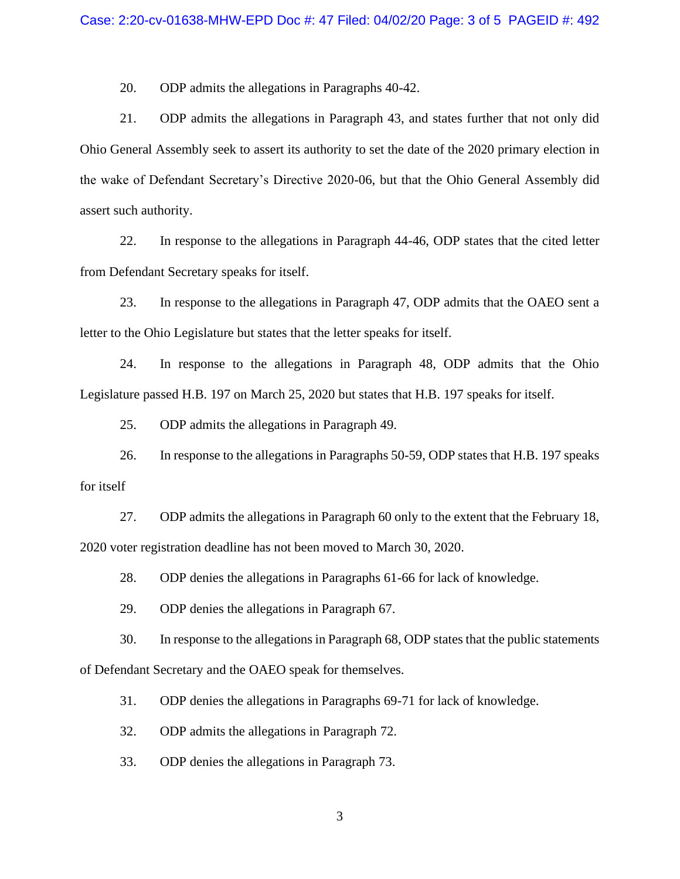20. ODP admits the allegations in Paragraphs 40-42.

21. ODP admits the allegations in Paragraph 43, and states further that not only did Ohio General Assembly seek to assert its authority to set the date of the 2020 primary election in the wake of Defendant Secretary's Directive 2020-06, but that the Ohio General Assembly did assert such authority.

22. In response to the allegations in Paragraph 44-46, ODP states that the cited letter from Defendant Secretary speaks for itself.

23. In response to the allegations in Paragraph 47, ODP admits that the OAEO sent a letter to the Ohio Legislature but states that the letter speaks for itself.

24. In response to the allegations in Paragraph 48, ODP admits that the Ohio Legislature passed H.B. 197 on March 25, 2020 but states that H.B. 197 speaks for itself.

25. ODP admits the allegations in Paragraph 49.

26. In response to the allegations in Paragraphs 50-59, ODP states that H.B. 197 speaks for itself

27. ODP admits the allegations in Paragraph 60 only to the extent that the February 18, 2020 voter registration deadline has not been moved to March 30, 2020.

28. ODP denies the allegations in Paragraphs 61-66 for lack of knowledge.

29. ODP denies the allegations in Paragraph 67.

30. In response to the allegations in Paragraph 68, ODP states that the public statements of Defendant Secretary and the OAEO speak for themselves.

31. ODP denies the allegations in Paragraphs 69-71 for lack of knowledge.

32. ODP admits the allegations in Paragraph 72.

33. ODP denies the allegations in Paragraph 73.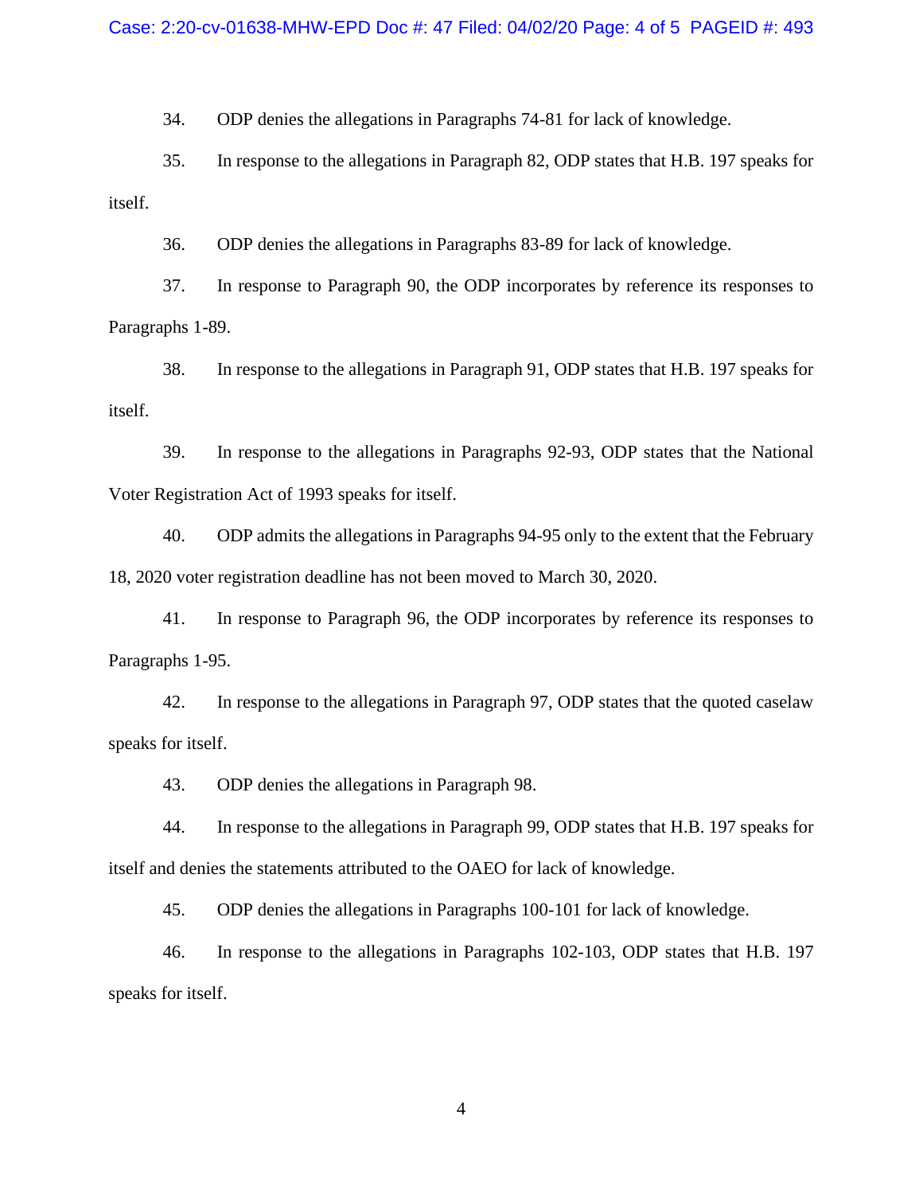34. ODP denies the allegations in Paragraphs 74-81 for lack of knowledge.

35. In response to the allegations in Paragraph 82, ODP states that H.B. 197 speaks for itself.

36. ODP denies the allegations in Paragraphs 83-89 for lack of knowledge.

37. In response to Paragraph 90, the ODP incorporates by reference its responses to Paragraphs 1-89.

38. In response to the allegations in Paragraph 91, ODP states that H.B. 197 speaks for itself.

39. In response to the allegations in Paragraphs 92-93, ODP states that the National Voter Registration Act of 1993 speaks for itself.

40. ODP admits the allegations in Paragraphs 94-95 only to the extent that the February 18, 2020 voter registration deadline has not been moved to March 30, 2020.

41. In response to Paragraph 96, the ODP incorporates by reference its responses to Paragraphs 1-95.

42. In response to the allegations in Paragraph 97, ODP states that the quoted caselaw speaks for itself.

43. ODP denies the allegations in Paragraph 98.

44. In response to the allegations in Paragraph 99, ODP states that H.B. 197 speaks for itself and denies the statements attributed to the OAEO for lack of knowledge.

45. ODP denies the allegations in Paragraphs 100-101 for lack of knowledge.

46. In response to the allegations in Paragraphs 102-103, ODP states that H.B. 197 speaks for itself.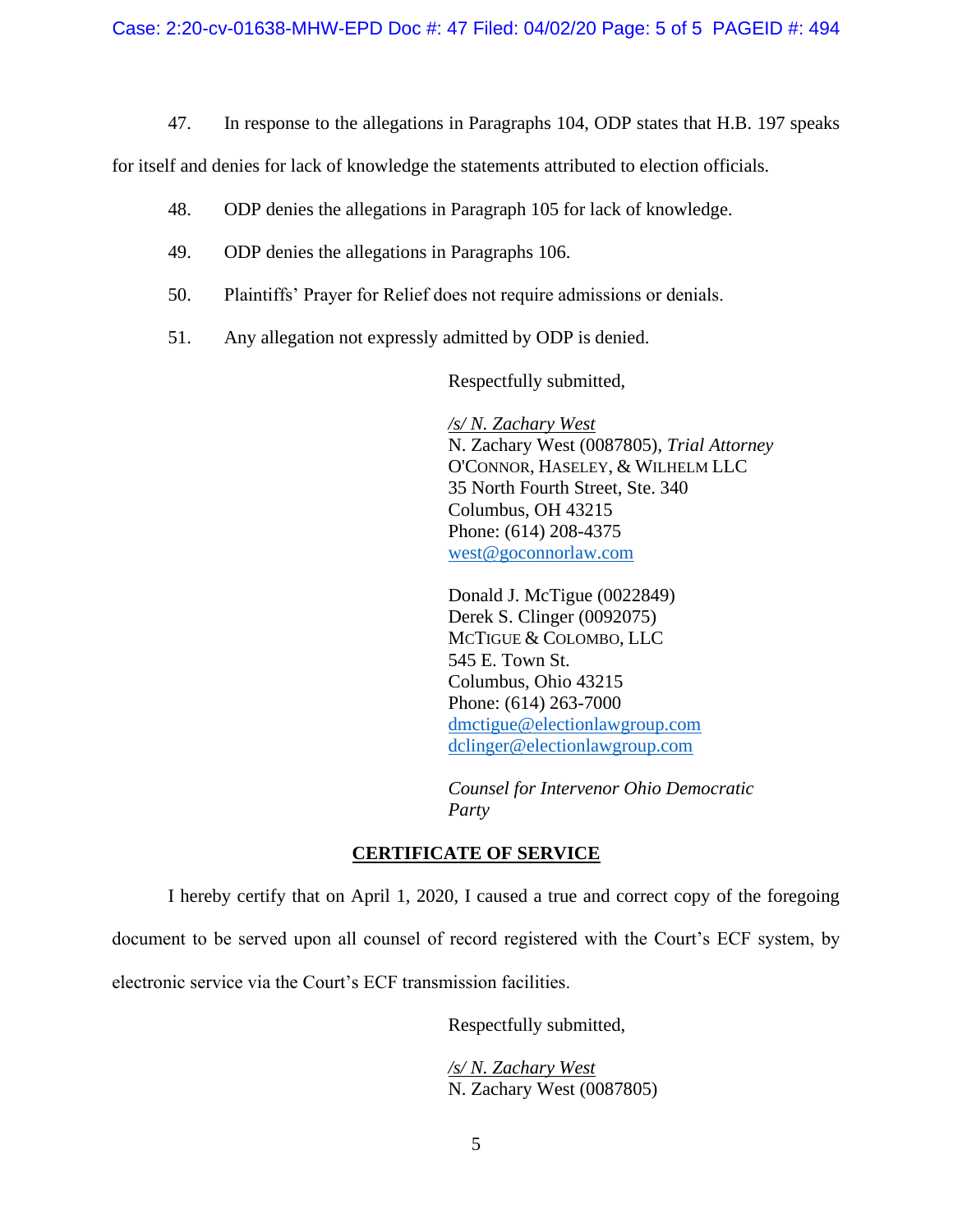47. In response to the allegations in Paragraphs 104, ODP states that H.B. 197 speaks for itself and denies for lack of knowledge the statements attributed to election officials.

48. ODP denies the allegations in Paragraph 105 for lack of knowledge.

49. ODP denies the allegations in Paragraphs 106.

50. Plaintiffs' Prayer for Relief does not require admissions or denials.

51. Any allegation not expressly admitted by ODP is denied.

Respectfully submitted,

*/s/ N. Zachary West*
N. Zachary West (0087805), *Trial Attorney*
O'CONNOR, HASELEY, & WILHELM LLC
35 North Fourth Street, Ste. 340
Columbus, OH 43215
Phone: (614) 208-4375
west@goconnorlaw.com

Donald J. McTigue (0022849)
Derek S. Clinger (0092075)
MCTIGUE & COLOMBO, LLC
545 E. Town St.
Columbus, Ohio 43215
Phone: (614) 263-7000
dmctigue@electionlawgroup.com
dclinger@electionlawgroup.com

*Counsel for Intervenor Ohio Democratic Party*

## CERTIFICATE OF SERVICE

I hereby certify that on April 1, 2020, I caused a true and correct copy of the foregoing document to be served upon all counsel of record registered with the Court's ECF system, by electronic service via the Court's ECF transmission facilities.

Respectfully submitted,

*/s/ N. Zachary West*
N. Zachary West (0087805)